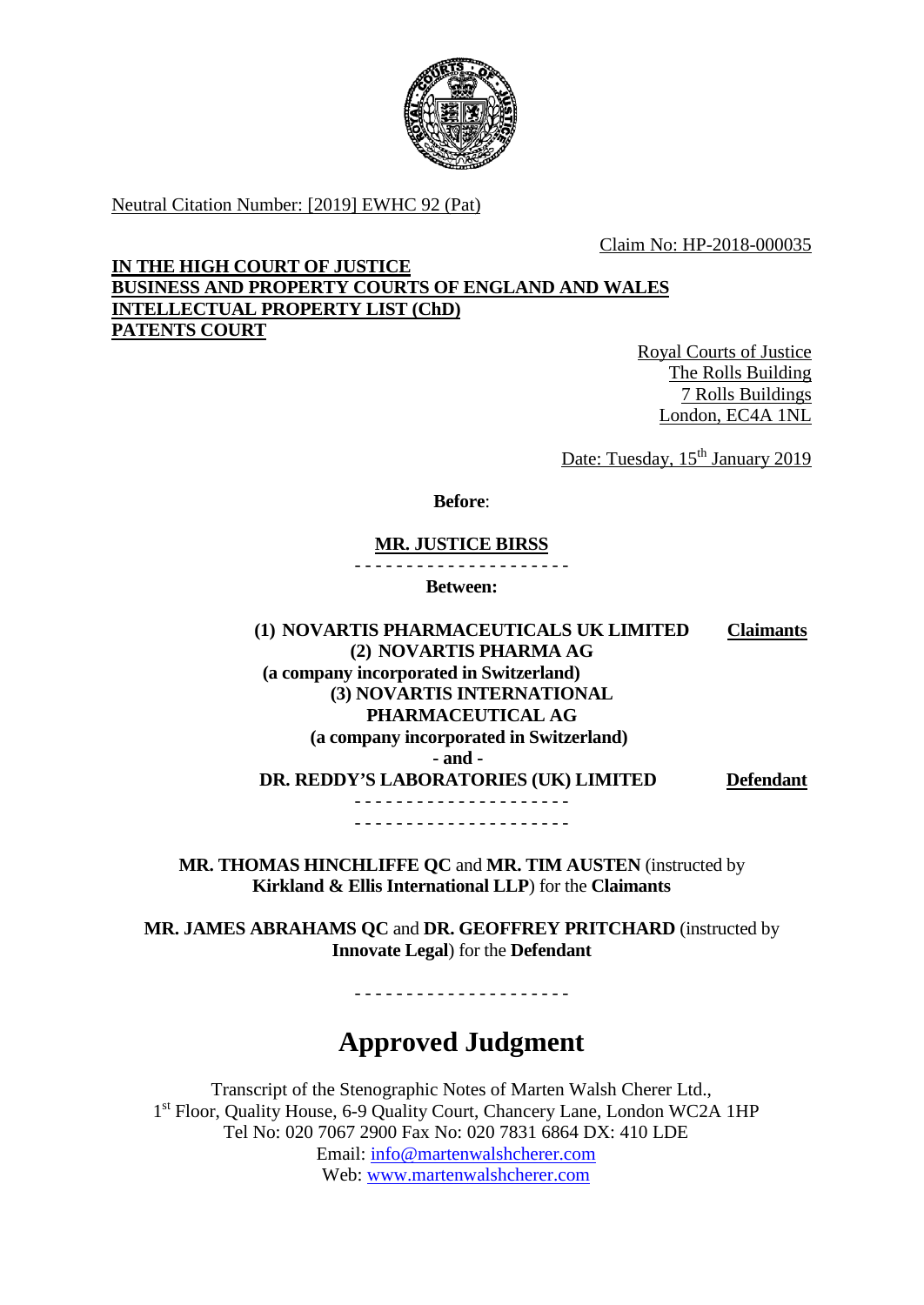Neutral Citation Number: [2019] EWHC 92 (Pat)

Claim No: HP-2018-000035

**IN THE HIGH COURT OF JUSTICE**
**BUSINESS AND PROPERTY COURTS OF ENGLAND AND WALES**
**INTELLECTUAL PROPERTY LIST (ChD)**
**PATENTS COURT**

Royal Courts of Justice
The Rolls Building
7 Rolls Buildings
London, EC4A 1NL

Date: Tuesday, 15th January 2019

**Before**:

**MR. JUSTICE BIRSS**

- - - - - - - - - - - - - - - - - - - - -

**Between:**

**(1) NOVARTIS PHARMACEUTICALS UK LIMITED** — **Claimants**
**(2) NOVARTIS PHARMA AG**
**(a company incorporated in Switzerland)**
**(3) NOVARTIS INTERNATIONAL PHARMACEUTICAL AG**
**(a company incorporated in Switzerland)**

**- and -**

**DR. REDDY'S LABORATORIES (UK) LIMITED** — **Defendant**

- - - - - - - - - - - - - - - - - - - - -

- - - - - - - - - - - - - - - - - - - - -

**MR. THOMAS HINCHLIFFE QC** and **MR. TIM AUSTEN** (instructed by **Kirkland & Ellis International LLP**) for the **Claimants**

**MR. JAMES ABRAHAMS QC** and **DR. GEOFFREY PRITCHARD** (instructed by **Innovate Legal**) for the **Defendant**

- - - - - - - - - - - - - - - - - - - - -

# Approved Judgment

Transcript of the Stenographic Notes of Marten Walsh Cherer Ltd.,
1st Floor, Quality House, 6-9 Quality Court, Chancery Lane, London WC2A 1HP
Tel No: 020 7067 2900 Fax No: 020 7831 6864 DX: 410 LDE
Email: info@martenwalshcherer.com
Web: www.martenwalshcherer.com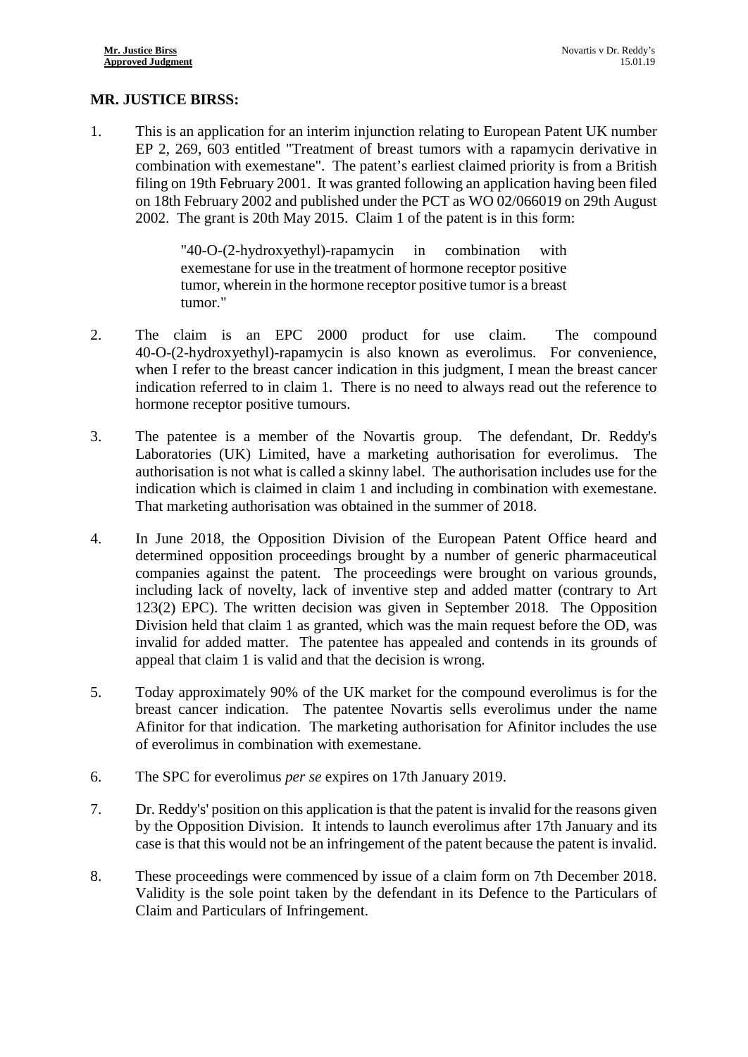**MR. JUSTICE BIRSS:**

1. This is an application for an interim injunction relating to European Patent UK number EP 2, 269, 603 entitled "Treatment of breast tumors with a rapamycin derivative in combination with exemestane". The patent's earliest claimed priority is from a British filing on 19th February 2001. It was granted following an application having been filed on 18th February 2002 and published under the PCT as WO 02/066019 on 29th August 2002. The grant is 20th May 2015. Claim 1 of the patent is in this form:

   > "40-O-(2-hydroxyethyl)-rapamycin in combination with exemestane for use in the treatment of hormone receptor positive tumor, wherein in the hormone receptor positive tumor is a breast tumor."

2. The claim is an EPC 2000 product for use claim. The compound 40-O-(2-hydroxyethyl)-rapamycin is also known as everolimus. For convenience, when I refer to the breast cancer indication in this judgment, I mean the breast cancer indication referred to in claim 1. There is no need to always read out the reference to hormone receptor positive tumours.

3. The patentee is a member of the Novartis group. The defendant, Dr. Reddy's Laboratories (UK) Limited, have a marketing authorisation for everolimus. The authorisation is not what is called a skinny label. The authorisation includes use for the indication which is claimed in claim 1 and including in combination with exemestane. That marketing authorisation was obtained in the summer of 2018.

4. In June 2018, the Opposition Division of the European Patent Office heard and determined opposition proceedings brought by a number of generic pharmaceutical companies against the patent. The proceedings were brought on various grounds, including lack of novelty, lack of inventive step and added matter (contrary to Art 123(2) EPC). The written decision was given in September 2018. The Opposition Division held that claim 1 as granted, which was the main request before the OD, was invalid for added matter. The patentee has appealed and contends in its grounds of appeal that claim 1 is valid and that the decision is wrong.

5. Today approximately 90% of the UK market for the compound everolimus is for the breast cancer indication. The patentee Novartis sells everolimus under the name Afinitor for that indication. The marketing authorisation for Afinitor includes the use of everolimus in combination with exemestane.

6. The SPC for everolimus *per se* expires on 17th January 2019.

7. Dr. Reddy's' position on this application is that the patent is invalid for the reasons given by the Opposition Division. It intends to launch everolimus after 17th January and its case is that this would not be an infringement of the patent because the patent is invalid.

8. These proceedings were commenced by issue of a claim form on 7th December 2018. Validity is the sole point taken by the defendant in its Defence to the Particulars of Claim and Particulars of Infringement.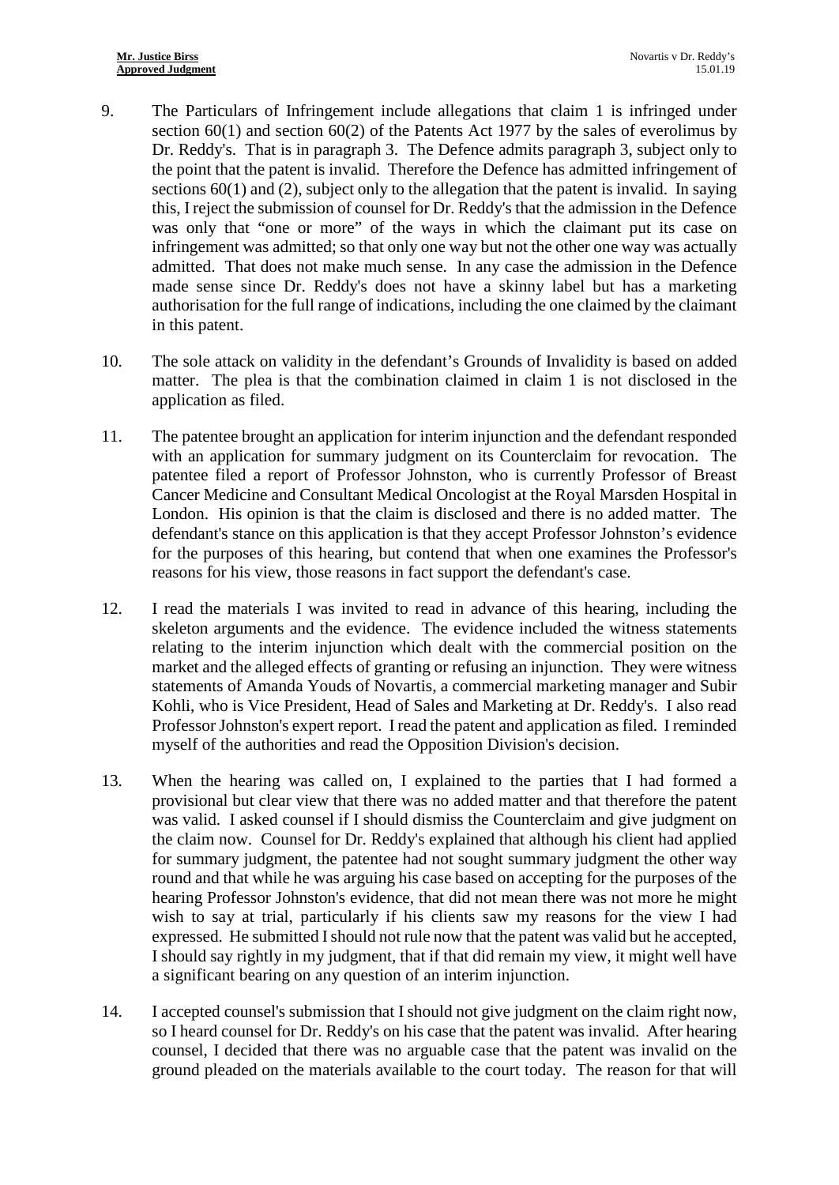9. The Particulars of Infringement include allegations that claim 1 is infringed under section 60(1) and section 60(2) of the Patents Act 1977 by the sales of everolimus by Dr. Reddy's. That is in paragraph 3. The Defence admits paragraph 3, subject only to the point that the patent is invalid. Therefore the Defence has admitted infringement of sections 60(1) and (2), subject only to the allegation that the patent is invalid. In saying this, I reject the submission of counsel for Dr. Reddy's that the admission in the Defence was only that "one or more" of the ways in which the claimant put its case on infringement was admitted; so that only one way but not the other one way was actually admitted. That does not make much sense. In any case the admission in the Defence made sense since Dr. Reddy's does not have a skinny label but has a marketing authorisation for the full range of indications, including the one claimed by the claimant in this patent.

10. The sole attack on validity in the defendant's Grounds of Invalidity is based on added matter. The plea is that the combination claimed in claim 1 is not disclosed in the application as filed.

11. The patentee brought an application for interim injunction and the defendant responded with an application for summary judgment on its Counterclaim for revocation. The patentee filed a report of Professor Johnston, who is currently Professor of Breast Cancer Medicine and Consultant Medical Oncologist at the Royal Marsden Hospital in London. His opinion is that the claim is disclosed and there is no added matter. The defendant's stance on this application is that they accept Professor Johnston's evidence for the purposes of this hearing, but contend that when one examines the Professor's reasons for his view, those reasons in fact support the defendant's case.

12. I read the materials I was invited to read in advance of this hearing, including the skeleton arguments and the evidence. The evidence included the witness statements relating to the interim injunction which dealt with the commercial position on the market and the alleged effects of granting or refusing an injunction. They were witness statements of Amanda Youds of Novartis, a commercial marketing manager and Subir Kohli, who is Vice President, Head of Sales and Marketing at Dr. Reddy's. I also read Professor Johnston's expert report. I read the patent and application as filed. I reminded myself of the authorities and read the Opposition Division's decision.

13. When the hearing was called on, I explained to the parties that I had formed a provisional but clear view that there was no added matter and that therefore the patent was valid. I asked counsel if I should dismiss the Counterclaim and give judgment on the claim now. Counsel for Dr. Reddy's explained that although his client had applied for summary judgment, the patentee had not sought summary judgment the other way round and that while he was arguing his case based on accepting for the purposes of the hearing Professor Johnston's evidence, that did not mean there was not more he might wish to say at trial, particularly if his clients saw my reasons for the view I had expressed. He submitted I should not rule now that the patent was valid but he accepted, I should say rightly in my judgment, that if that did remain my view, it might well have a significant bearing on any question of an interim injunction.

14. I accepted counsel's submission that I should not give judgment on the claim right now, so I heard counsel for Dr. Reddy's on his case that the patent was invalid. After hearing counsel, I decided that there was no arguable case that the patent was invalid on the ground pleaded on the materials available to the court today. The reason for that will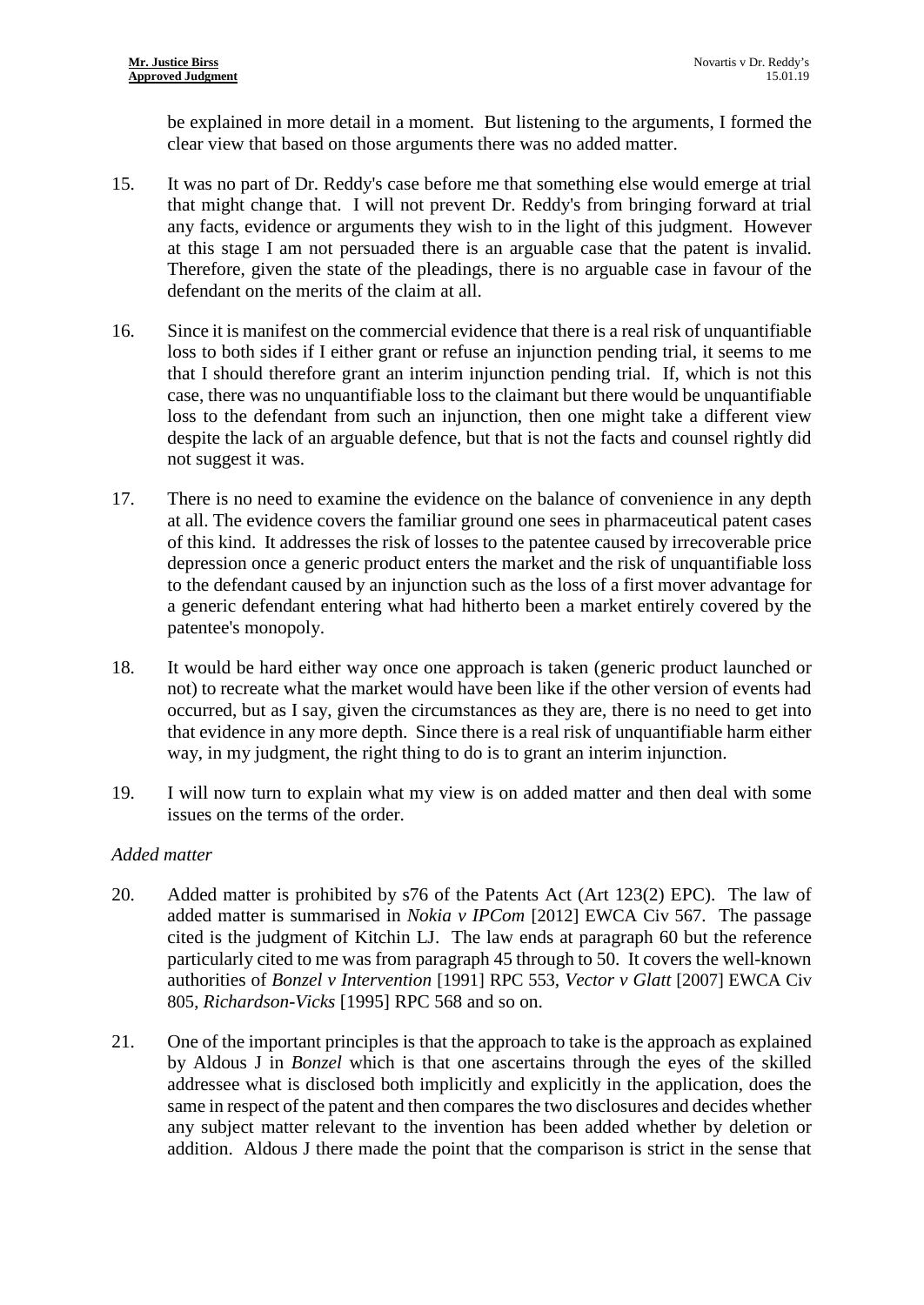be explained in more detail in a moment. But listening to the arguments, I formed the clear view that based on those arguments there was no added matter.

15. It was no part of Dr. Reddy's case before me that something else would emerge at trial that might change that. I will not prevent Dr. Reddy's from bringing forward at trial any facts, evidence or arguments they wish to in the light of this judgment. However at this stage I am not persuaded there is an arguable case that the patent is invalid. Therefore, given the state of the pleadings, there is no arguable case in favour of the defendant on the merits of the claim at all.

16. Since it is manifest on the commercial evidence that there is a real risk of unquantifiable loss to both sides if I either grant or refuse an injunction pending trial, it seems to me that I should therefore grant an interim injunction pending trial. If, which is not this case, there was no unquantifiable loss to the claimant but there would be unquantifiable loss to the defendant from such an injunction, then one might take a different view despite the lack of an arguable defence, but that is not the facts and counsel rightly did not suggest it was.

17. There is no need to examine the evidence on the balance of convenience in any depth at all. The evidence covers the familiar ground one sees in pharmaceutical patent cases of this kind. It addresses the risk of losses to the patentee caused by irrecoverable price depression once a generic product enters the market and the risk of unquantifiable loss to the defendant caused by an injunction such as the loss of a first mover advantage for a generic defendant entering what had hitherto been a market entirely covered by the patentee's monopoly.

18. It would be hard either way once one approach is taken (generic product launched or not) to recreate what the market would have been like if the other version of events had occurred, but as I say, given the circumstances as they are, there is no need to get into that evidence in any more depth. Since there is a real risk of unquantifiable harm either way, in my judgment, the right thing to do is to grant an interim injunction.

19. I will now turn to explain what my view is on added matter and then deal with some issues on the terms of the order.

*Added matter*

20. Added matter is prohibited by s76 of the Patents Act (Art 123(2) EPC). The law of added matter is summarised in *Nokia v IPCom* [2012] EWCA Civ 567. The passage cited is the judgment of Kitchin LJ. The law ends at paragraph 60 but the reference particularly cited to me was from paragraph 45 through to 50. It covers the well-known authorities of *Bonzel v Intervention* [1991] RPC 553, *Vector v Glatt* [2007] EWCA Civ 805, *Richardson-Vicks* [1995] RPC 568 and so on.

21. One of the important principles is that the approach to take is the approach as explained by Aldous J in *Bonzel* which is that one ascertains through the eyes of the skilled addressee what is disclosed both implicitly and explicitly in the application, does the same in respect of the patent and then compares the two disclosures and decides whether any subject matter relevant to the invention has been added whether by deletion or addition. Aldous J there made the point that the comparison is strict in the sense that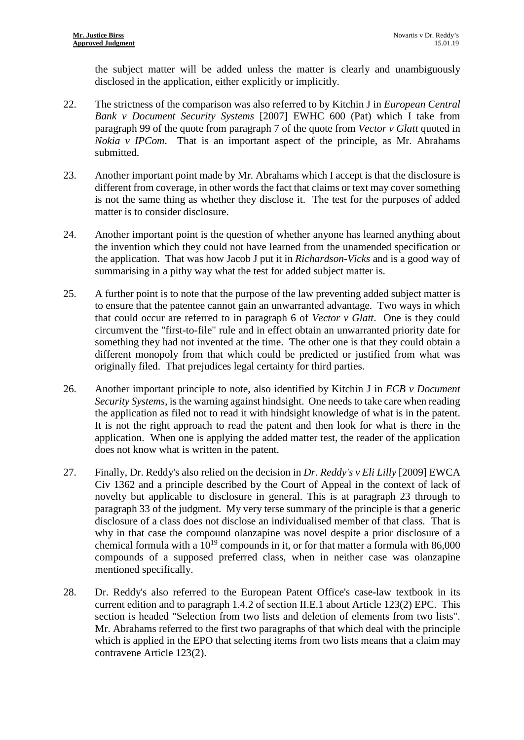the subject matter will be added unless the matter is clearly and unambiguously disclosed in the application, either explicitly or implicitly.

22. The strictness of the comparison was also referred to by Kitchin J in *European Central Bank v Document Security Systems* [2007] EWHC 600 (Pat) which I take from paragraph 99 of the quote from paragraph 7 of the quote from *Vector v Glatt* quoted in *Nokia v IPCom*. That is an important aspect of the principle, as Mr. Abrahams submitted.

23. Another important point made by Mr. Abrahams which I accept is that the disclosure is different from coverage, in other words the fact that claims or text may cover something is not the same thing as whether they disclose it. The test for the purposes of added matter is to consider disclosure.

24. Another important point is the question of whether anyone has learned anything about the invention which they could not have learned from the unamended specification or the application. That was how Jacob J put it in *Richardson-Vicks* and is a good way of summarising in a pithy way what the test for added subject matter is.

25. A further point is to note that the purpose of the law preventing added subject matter is to ensure that the patentee cannot gain an unwarranted advantage. Two ways in which that could occur are referred to in paragraph 6 of *Vector v Glatt*. One is they could circumvent the "first-to-file" rule and in effect obtain an unwarranted priority date for something they had not invented at the time. The other one is that they could obtain a different monopoly from that which could be predicted or justified from what was originally filed. That prejudices legal certainty for third parties.

26. Another important principle to note, also identified by Kitchin J in *ECB v Document Security Systems*, is the warning against hindsight. One needs to take care when reading the application as filed not to read it with hindsight knowledge of what is in the patent. It is not the right approach to read the patent and then look for what is there in the application. When one is applying the added matter test, the reader of the application does not know what is written in the patent.

27. Finally, Dr. Reddy's also relied on the decision in *Dr. Reddy's v Eli Lilly* [2009] EWCA Civ 1362 and a principle described by the Court of Appeal in the context of lack of novelty but applicable to disclosure in general. This is at paragraph 23 through to paragraph 33 of the judgment. My very terse summary of the principle is that a generic disclosure of a class does not disclose an individualised member of that class. That is why in that case the compound olanzapine was novel despite a prior disclosure of a chemical formula with a $10^{19}$ compounds in it, or for that matter a formula with 86,000 compounds of a supposed preferred class, when in neither case was olanzapine mentioned specifically.

28. Dr. Reddy's also referred to the European Patent Office's case-law textbook in its current edition and to paragraph 1.4.2 of section II.E.1 about Article 123(2) EPC. This section is headed "Selection from two lists and deletion of elements from two lists". Mr. Abrahams referred to the first two paragraphs of that which deal with the principle which is applied in the EPO that selecting items from two lists means that a claim may contravene Article 123(2).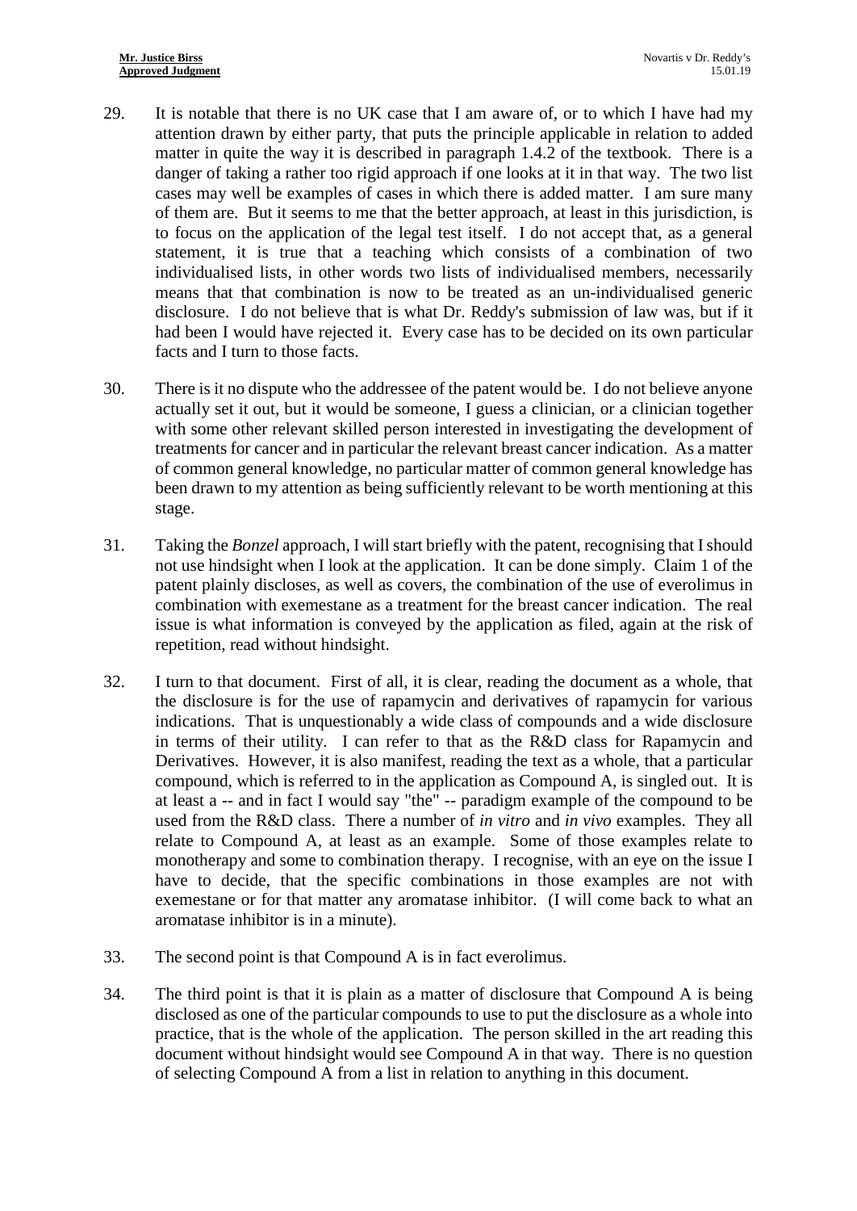29. It is notable that there is no UK case that I am aware of, or to which I have had my attention drawn by either party, that puts the principle applicable in relation to added matter in quite the way it is described in paragraph 1.4.2 of the textbook. There is a danger of taking a rather too rigid approach if one looks at it in that way. The two list cases may well be examples of cases in which there is added matter. I am sure many of them are. But it seems to me that the better approach, at least in this jurisdiction, is to focus on the application of the legal test itself. I do not accept that, as a general statement, it is true that a teaching which consists of a combination of two individualised lists, in other words two lists of individualised members, necessarily means that that combination is now to be treated as an un-individualised generic disclosure. I do not believe that is what Dr. Reddy's submission of law was, but if it had been I would have rejected it. Every case has to be decided on its own particular facts and I turn to those facts.

30. There is it no dispute who the addressee of the patent would be. I do not believe anyone actually set it out, but it would be someone, I guess a clinician, or a clinician together with some other relevant skilled person interested in investigating the development of treatments for cancer and in particular the relevant breast cancer indication. As a matter of common general knowledge, no particular matter of common general knowledge has been drawn to my attention as being sufficiently relevant to be worth mentioning at this stage.

31. Taking the *Bonzel* approach, I will start briefly with the patent, recognising that I should not use hindsight when I look at the application. It can be done simply. Claim 1 of the patent plainly discloses, as well as covers, the combination of the use of everolimus in combination with exemestane as a treatment for the breast cancer indication. The real issue is what information is conveyed by the application as filed, again at the risk of repetition, read without hindsight.

32. I turn to that document. First of all, it is clear, reading the document as a whole, that the disclosure is for the use of rapamycin and derivatives of rapamycin for various indications. That is unquestionably a wide class of compounds and a wide disclosure in terms of their utility. I can refer to that as the R&D class for Rapamycin and Derivatives. However, it is also manifest, reading the text as a whole, that a particular compound, which is referred to in the application as Compound A, is singled out. It is at least a -- and in fact I would say "the" -- paradigm example of the compound to be used from the R&D class. There a number of *in vitro* and *in vivo* examples. They all relate to Compound A, at least as an example. Some of those examples relate to monotherapy and some to combination therapy. I recognise, with an eye on the issue I have to decide, that the specific combinations in those examples are not with exemestane or for that matter any aromatase inhibitor. (I will come back to what an aromatase inhibitor is in a minute).

33. The second point is that Compound A is in fact everolimus.

34. The third point is that it is plain as a matter of disclosure that Compound A is being disclosed as one of the particular compounds to use to put the disclosure as a whole into practice, that is the whole of the application. The person skilled in the art reading this document without hindsight would see Compound A in that way. There is no question of selecting Compound A from a list in relation to anything in this document.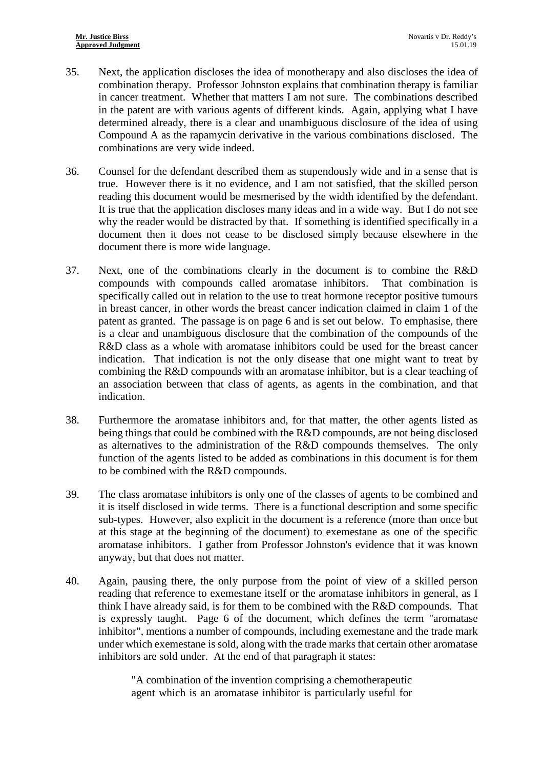35. Next, the application discloses the idea of monotherapy and also discloses the idea of combination therapy. Professor Johnston explains that combination therapy is familiar in cancer treatment. Whether that matters I am not sure. The combinations described in the patent are with various agents of different kinds. Again, applying what I have determined already, there is a clear and unambiguous disclosure of the idea of using Compound A as the rapamycin derivative in the various combinations disclosed. The combinations are very wide indeed.

36. Counsel for the defendant described them as stupendously wide and in a sense that is true. However there is it no evidence, and I am not satisfied, that the skilled person reading this document would be mesmerised by the width identified by the defendant. It is true that the application discloses many ideas and in a wide way. But I do not see why the reader would be distracted by that. If something is identified specifically in a document then it does not cease to be disclosed simply because elsewhere in the document there is more wide language.

37. Next, one of the combinations clearly in the document is to combine the R&D compounds with compounds called aromatase inhibitors. That combination is specifically called out in relation to the use to treat hormone receptor positive tumours in breast cancer, in other words the breast cancer indication claimed in claim 1 of the patent as granted. The passage is on page 6 and is set out below. To emphasise, there is a clear and unambiguous disclosure that the combination of the compounds of the R&D class as a whole with aromatase inhibitors could be used for the breast cancer indication. That indication is not the only disease that one might want to treat by combining the R&D compounds with an aromatase inhibitor, but is a clear teaching of an association between that class of agents, as agents in the combination, and that indication.

38. Furthermore the aromatase inhibitors and, for that matter, the other agents listed as being things that could be combined with the R&D compounds, are not being disclosed as alternatives to the administration of the R&D compounds themselves. The only function of the agents listed to be added as combinations in this document is for them to be combined with the R&D compounds.

39. The class aromatase inhibitors is only one of the classes of agents to be combined and it is itself disclosed in wide terms. There is a functional description and some specific sub-types. However, also explicit in the document is a reference (more than once but at this stage at the beginning of the document) to exemestane as one of the specific aromatase inhibitors. I gather from Professor Johnston's evidence that it was known anyway, but that does not matter.

40. Again, pausing there, the only purpose from the point of view of a skilled person reading that reference to exemestane itself or the aromatase inhibitors in general, as I think I have already said, is for them to be combined with the R&D compounds. That is expressly taught. Page 6 of the document, which defines the term "aromatase inhibitor", mentions a number of compounds, including exemestane and the trade mark under which exemestane is sold, along with the trade marks that certain other aromatase inhibitors are sold under. At the end of that paragraph it states:

> "A combination of the invention comprising a chemotherapeutic agent which is an aromatase inhibitor is particularly useful for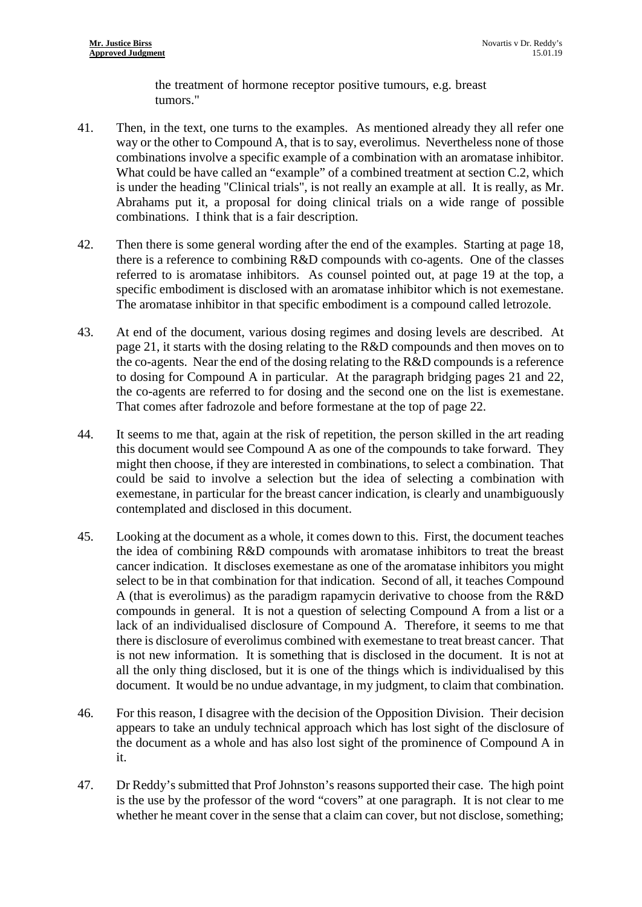the treatment of hormone receptor positive tumours, e.g. breast tumors."

41. Then, in the text, one turns to the examples. As mentioned already they all refer one way or the other to Compound A, that is to say, everolimus. Nevertheless none of those combinations involve a specific example of a combination with an aromatase inhibitor. What could be have called an "example" of a combined treatment at section C.2, which is under the heading "Clinical trials", is not really an example at all. It is really, as Mr. Abrahams put it, a proposal for doing clinical trials on a wide range of possible combinations. I think that is a fair description.

42. Then there is some general wording after the end of the examples. Starting at page 18, there is a reference to combining R&D compounds with co-agents. One of the classes referred to is aromatase inhibitors. As counsel pointed out, at page 19 at the top, a specific embodiment is disclosed with an aromatase inhibitor which is not exemestane. The aromatase inhibitor in that specific embodiment is a compound called letrozole.

43. At end of the document, various dosing regimes and dosing levels are described. At page 21, it starts with the dosing relating to the R&D compounds and then moves on to the co-agents. Near the end of the dosing relating to the R&D compounds is a reference to dosing for Compound A in particular. At the paragraph bridging pages 21 and 22, the co-agents are referred to for dosing and the second one on the list is exemestane. That comes after fadrozole and before formestane at the top of page 22.

44. It seems to me that, again at the risk of repetition, the person skilled in the art reading this document would see Compound A as one of the compounds to take forward. They might then choose, if they are interested in combinations, to select a combination. That could be said to involve a selection but the idea of selecting a combination with exemestane, in particular for the breast cancer indication, is clearly and unambiguously contemplated and disclosed in this document.

45. Looking at the document as a whole, it comes down to this. First, the document teaches the idea of combining R&D compounds with aromatase inhibitors to treat the breast cancer indication. It discloses exemestane as one of the aromatase inhibitors you might select to be in that combination for that indication. Second of all, it teaches Compound A (that is everolimus) as the paradigm rapamycin derivative to choose from the R&D compounds in general. It is not a question of selecting Compound A from a list or a lack of an individualised disclosure of Compound A. Therefore, it seems to me that there is disclosure of everolimus combined with exemestane to treat breast cancer. That is not new information. It is something that is disclosed in the document. It is not at all the only thing disclosed, but it is one of the things which is individualised by this document. It would be no undue advantage, in my judgment, to claim that combination.

46. For this reason, I disagree with the decision of the Opposition Division. Their decision appears to take an unduly technical approach which has lost sight of the disclosure of the document as a whole and has also lost sight of the prominence of Compound A in it.

47. Dr Reddy's submitted that Prof Johnston's reasons supported their case. The high point is the use by the professor of the word "covers" at one paragraph. It is not clear to me whether he meant cover in the sense that a claim can cover, but not disclose, something;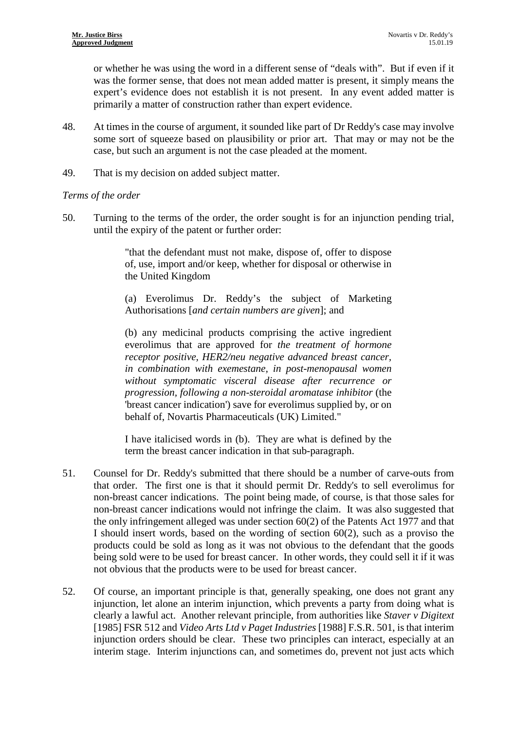or whether he was using the word in a different sense of "deals with". But if even if it was the former sense, that does not mean added matter is present, it simply means the expert's evidence does not establish it is not present. In any event added matter is primarily a matter of construction rather than expert evidence.

48. At times in the course of argument, it sounded like part of Dr Reddy's case may involve some sort of squeeze based on plausibility or prior art. That may or may not be the case, but such an argument is not the case pleaded at the moment.

49. That is my decision on added subject matter.

*Terms of the order*

50. Turning to the terms of the order, the order sought is for an injunction pending trial, until the expiry of the patent or further order:

> "that the defendant must not make, dispose of, offer to dispose of, use, import and/or keep, whether for disposal or otherwise in the United Kingdom
>
> (a) Everolimus Dr. Reddy's the subject of Marketing Authorisations [*and certain numbers are given*]; and
>
> (b) any medicinal products comprising the active ingredient everolimus that are approved for *the treatment of hormone receptor positive, HER2/neu negative advanced breast cancer, in combination with exemestane, in post-menopausal women without symptomatic visceral disease after recurrence or progression, following a non-steroidal aromatase inhibitor* (the 'breast cancer indication') save for everolimus supplied by, or on behalf of, Novartis Pharmaceuticals (UK) Limited."
>
> I have italicised words in (b). They are what is defined by the term the breast cancer indication in that sub-paragraph.

51. Counsel for Dr. Reddy's submitted that there should be a number of carve-outs from that order. The first one is that it should permit Dr. Reddy's to sell everolimus for non-breast cancer indications. The point being made, of course, is that those sales for non-breast cancer indications would not infringe the claim. It was also suggested that the only infringement alleged was under section 60(2) of the Patents Act 1977 and that I should insert words, based on the wording of section 60(2), such as a proviso the products could be sold as long as it was not obvious to the defendant that the goods being sold were to be used for breast cancer. In other words, they could sell it if it was not obvious that the products were to be used for breast cancer.

52. Of course, an important principle is that, generally speaking, one does not grant any injunction, let alone an interim injunction, which prevents a party from doing what is clearly a lawful act. Another relevant principle, from authorities like *Staver v Digitext* [1985] FSR 512 and *Video Arts Ltd v Paget Industries* [1988] F.S.R. 501, is that interim injunction orders should be clear. These two principles can interact, especially at an interim stage. Interim injunctions can, and sometimes do, prevent not just acts which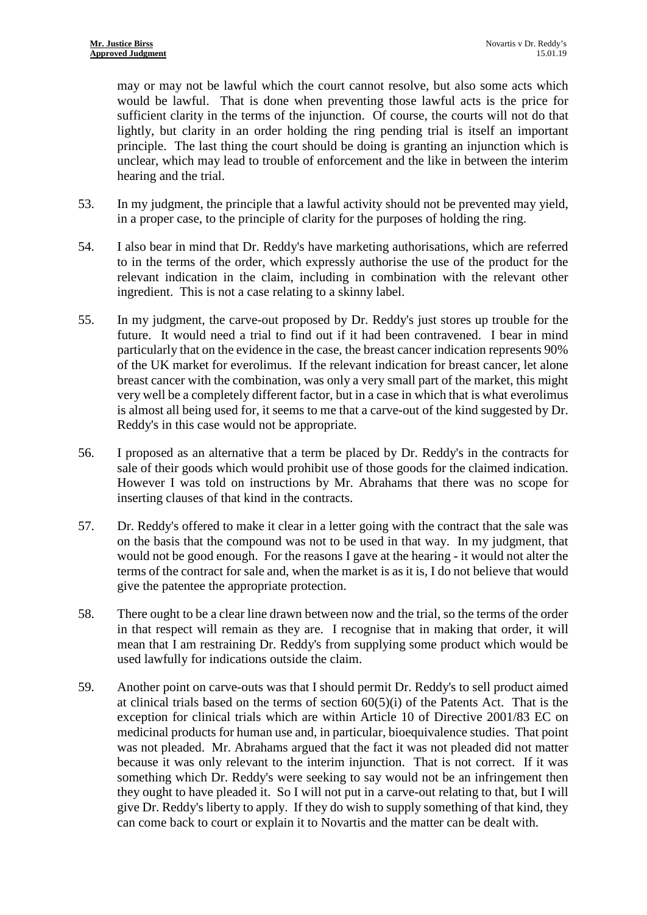may or may not be lawful which the court cannot resolve, but also some acts which would be lawful. That is done when preventing those lawful acts is the price for sufficient clarity in the terms of the injunction. Of course, the courts will not do that lightly, but clarity in an order holding the ring pending trial is itself an important principle. The last thing the court should be doing is granting an injunction which is unclear, which may lead to trouble of enforcement and the like in between the interim hearing and the trial.

53. In my judgment, the principle that a lawful activity should not be prevented may yield, in a proper case, to the principle of clarity for the purposes of holding the ring.

54. I also bear in mind that Dr. Reddy's have marketing authorisations, which are referred to in the terms of the order, which expressly authorise the use of the product for the relevant indication in the claim, including in combination with the relevant other ingredient. This is not a case relating to a skinny label.

55. In my judgment, the carve-out proposed by Dr. Reddy's just stores up trouble for the future. It would need a trial to find out if it had been contravened. I bear in mind particularly that on the evidence in the case, the breast cancer indication represents 90% of the UK market for everolimus. If the relevant indication for breast cancer, let alone breast cancer with the combination, was only a very small part of the market, this might very well be a completely different factor, but in a case in which that is what everolimus is almost all being used for, it seems to me that a carve-out of the kind suggested by Dr. Reddy's in this case would not be appropriate.

56. I proposed as an alternative that a term be placed by Dr. Reddy's in the contracts for sale of their goods which would prohibit use of those goods for the claimed indication. However I was told on instructions by Mr. Abrahams that there was no scope for inserting clauses of that kind in the contracts.

57. Dr. Reddy's offered to make it clear in a letter going with the contract that the sale was on the basis that the compound was not to be used in that way. In my judgment, that would not be good enough. For the reasons I gave at the hearing - it would not alter the terms of the contract for sale and, when the market is as it is, I do not believe that would give the patentee the appropriate protection.

58. There ought to be a clear line drawn between now and the trial, so the terms of the order in that respect will remain as they are. I recognise that in making that order, it will mean that I am restraining Dr. Reddy's from supplying some product which would be used lawfully for indications outside the claim.

59. Another point on carve-outs was that I should permit Dr. Reddy's to sell product aimed at clinical trials based on the terms of section 60(5)(i) of the Patents Act. That is the exception for clinical trials which are within Article 10 of Directive 2001/83 EC on medicinal products for human use and, in particular, bioequivalence studies. That point was not pleaded. Mr. Abrahams argued that the fact it was not pleaded did not matter because it was only relevant to the interim injunction. That is not correct. If it was something which Dr. Reddy's were seeking to say would not be an infringement then they ought to have pleaded it. So I will not put in a carve-out relating to that, but I will give Dr. Reddy's liberty to apply. If they do wish to supply something of that kind, they can come back to court or explain it to Novartis and the matter can be dealt with.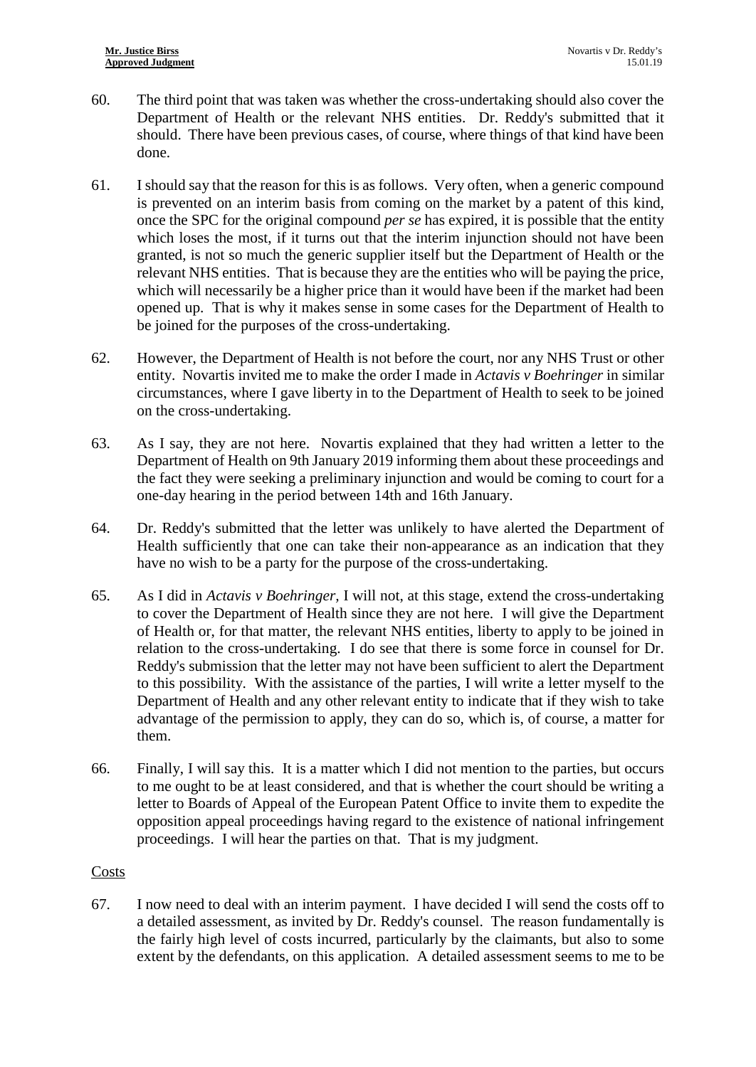60. The third point that was taken was whether the cross-undertaking should also cover the Department of Health or the relevant NHS entities. Dr. Reddy's submitted that it should. There have been previous cases, of course, where things of that kind have been done.

61. I should say that the reason for this is as follows. Very often, when a generic compound is prevented on an interim basis from coming on the market by a patent of this kind, once the SPC for the original compound *per se* has expired, it is possible that the entity which loses the most, if it turns out that the interim injunction should not have been granted, is not so much the generic supplier itself but the Department of Health or the relevant NHS entities. That is because they are the entities who will be paying the price, which will necessarily be a higher price than it would have been if the market had been opened up. That is why it makes sense in some cases for the Department of Health to be joined for the purposes of the cross-undertaking.

62. However, the Department of Health is not before the court, nor any NHS Trust or other entity. Novartis invited me to make the order I made in *Actavis v Boehringer* in similar circumstances, where I gave liberty in to the Department of Health to seek to be joined on the cross-undertaking.

63. As I say, they are not here. Novartis explained that they had written a letter to the Department of Health on 9th January 2019 informing them about these proceedings and the fact they were seeking a preliminary injunction and would be coming to court for a one-day hearing in the period between 14th and 16th January.

64. Dr. Reddy's submitted that the letter was unlikely to have alerted the Department of Health sufficiently that one can take their non-appearance as an indication that they have no wish to be a party for the purpose of the cross-undertaking.

65. As I did in *Actavis v Boehringer*, I will not, at this stage, extend the cross-undertaking to cover the Department of Health since they are not here. I will give the Department of Health or, for that matter, the relevant NHS entities, liberty to apply to be joined in relation to the cross-undertaking. I do see that there is some force in counsel for Dr. Reddy's submission that the letter may not have been sufficient to alert the Department to this possibility. With the assistance of the parties, I will write a letter myself to the Department of Health and any other relevant entity to indicate that if they wish to take advantage of the permission to apply, they can do so, which is, of course, a matter for them.

66. Finally, I will say this. It is a matter which I did not mention to the parties, but occurs to me ought to be at least considered, and that is whether the court should be writing a letter to Boards of Appeal of the European Patent Office to invite them to expedite the opposition appeal proceedings having regard to the existence of national infringement proceedings. I will hear the parties on that. That is my judgment.

## Costs

67. I now need to deal with an interim payment. I have decided I will send the costs off to a detailed assessment, as invited by Dr. Reddy's counsel. The reason fundamentally is the fairly high level of costs incurred, particularly by the claimants, but also to some extent by the defendants, on this application. A detailed assessment seems to me to be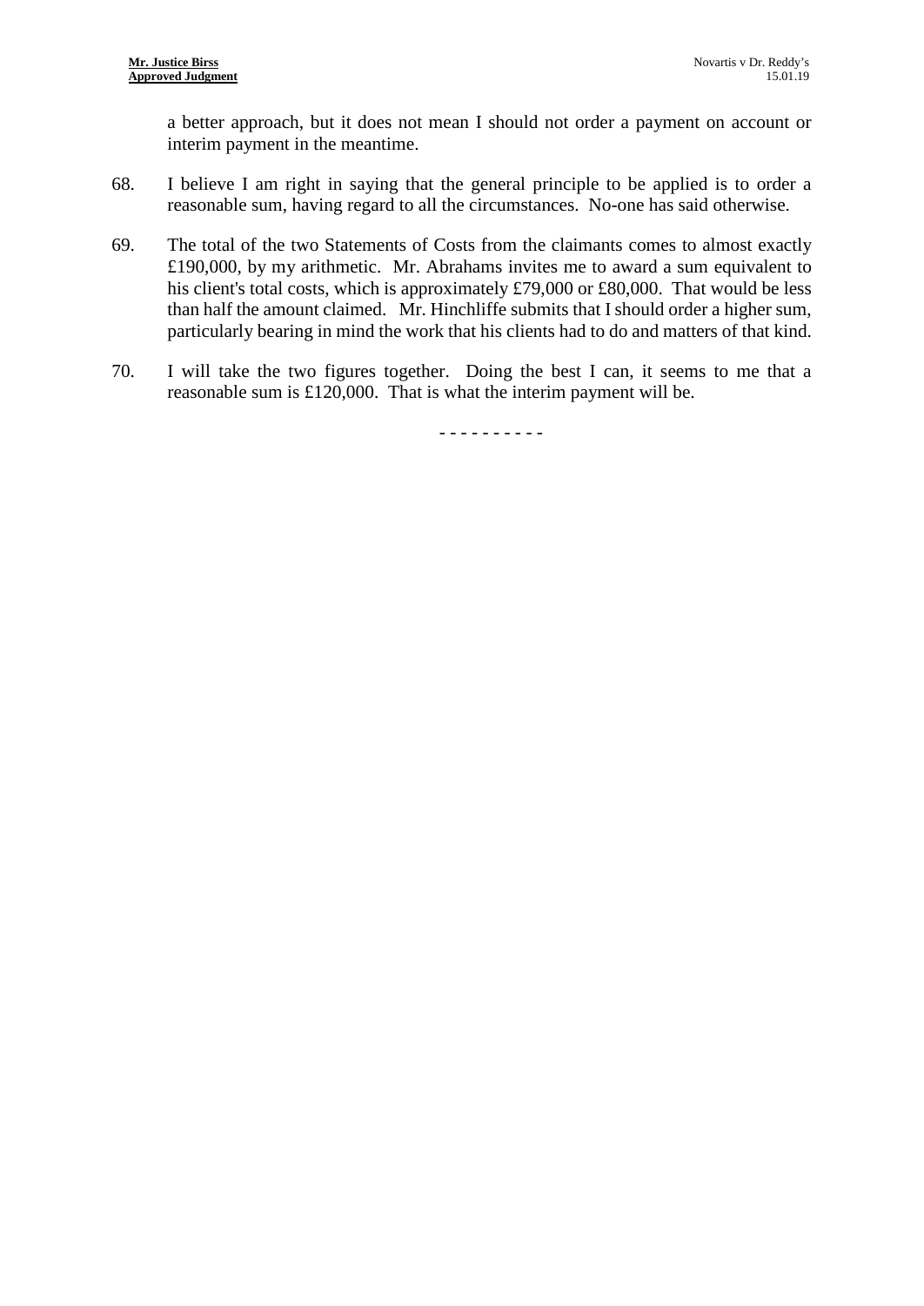a better approach, but it does not mean I should not order a payment on account or interim payment in the meantime.

68. I believe I am right in saying that the general principle to be applied is to order a reasonable sum, having regard to all the circumstances. No-one has said otherwise.

69. The total of the two Statements of Costs from the claimants comes to almost exactly £190,000, by my arithmetic. Mr. Abrahams invites me to award a sum equivalent to his client's total costs, which is approximately £79,000 or £80,000. That would be less than half the amount claimed. Mr. Hinchliffe submits that I should order a higher sum, particularly bearing in mind the work that his clients had to do and matters of that kind.

70. I will take the two figures together. Doing the best I can, it seems to me that a reasonable sum is £120,000. That is what the interim payment will be.

- - - - - - - - - -